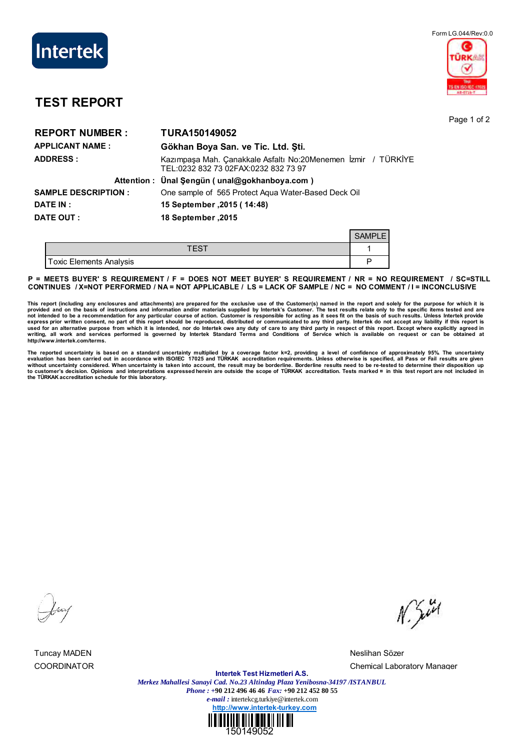Intertek

Form LG.044/Rev:0.0

# TEST REPORT

**REPORT NUMBER :** **TURA150149052**

**APPLICANT NAME :** **Gökhan Boya San. ve Tic. Ltd. Şti.**

**ADDRESS :** Kazımpaşa Mah. Çanakkale Asfaltı No:20Menemen İzmir / TÜRKİYE
TEL:0232 832 73 02FAX:0232 832 73 97

**Attention :** **Ünal Şengün ( unal@gokhanboya.com )**

**SAMPLE DESCRIPTION :** One sample of 565 Protect Aqua Water-Based Deck Oil

**DATE IN :** **15 September ,2015 ( 14:48)**

**DATE OUT :** **18 September ,2015**

| TEST | SAMPLE 1 |
|---|---|
| Toxic Elements Analysis | P |

**P = MEETS BUYER' S REQUIREMENT / F = DOES NOT MEET BUYER' S REQUIREMENT / NR = NO REQUIREMENT / SC=STILL CONTINUES / X=NOT PERFORMED / NA = NOT APPLICABLE / LS = LACK OF SAMPLE / NC = NO COMMENT / I = INCONCLUSIVE**

**This report (including any enclosures and attachments) are prepared for the exclusive use of the Customer(s) named in the report and solely for the purpose for which it is provided and on the basis of instructions and information and/or materials supplied by Intertek's Customer. The test results relate only to the specific items tested and are not intended to be a recommendation for any particular course of action. Customer is responsible for acting as it sees fit on the basis of such results. Unless Intertek provide express prior written consent, no part of this report should be reproduced, distributed or communicated to any third party. Intertek do not accept any liability if this report is used for an alternative purpose from which it is intended, nor do Intertek owe any duty of care to any third party in respect of this report. Except where explicitly agreed in writing, all work and services performed is governed by Intertek Standard Terms and Conditions of Service which is available on request or can be obtained at http://www.intertek.com/terms.**

**The reported uncertainty is based on a standard uncertainty multiplied by a coverage factor k=2, providing a level of confidence of approximately 95%. The uncertainty evaluation has been carried out in accordance with ISO/IEC 17025 and TÜRKAK accreditation requirements. Unless otherwise is specified, all Pass or Fail results are given without uncertainty considered. When uncertainty is taken into account, the result may be borderline. Borderline results need to be re-tested to determine their disposition up to customer's decision. Opinions and interpretations expressed herein are outside the scope of TÜRKAK accreditation. Tests marked ¤ in this test report are not included in the TÜRKAK accreditation schedule for this laboratory.**

Tuncay MADEN
COORDINATOR

Neslihan Sözer
Chemical Laboratory Manager

**Intertek Test Hizmetleri A.S.**
*Merkez Mahallesi Sanayi Cad. No.23 Altindag Plaza Yenibosna-34197 /ISTANBUL*
*Phone :* +90 212 496 46 46 *Fax:* +90 212 452 80 55
*e-mail :* intertekcg.turkiye@intertek.com
http://www.intertek-turkey.com

150149052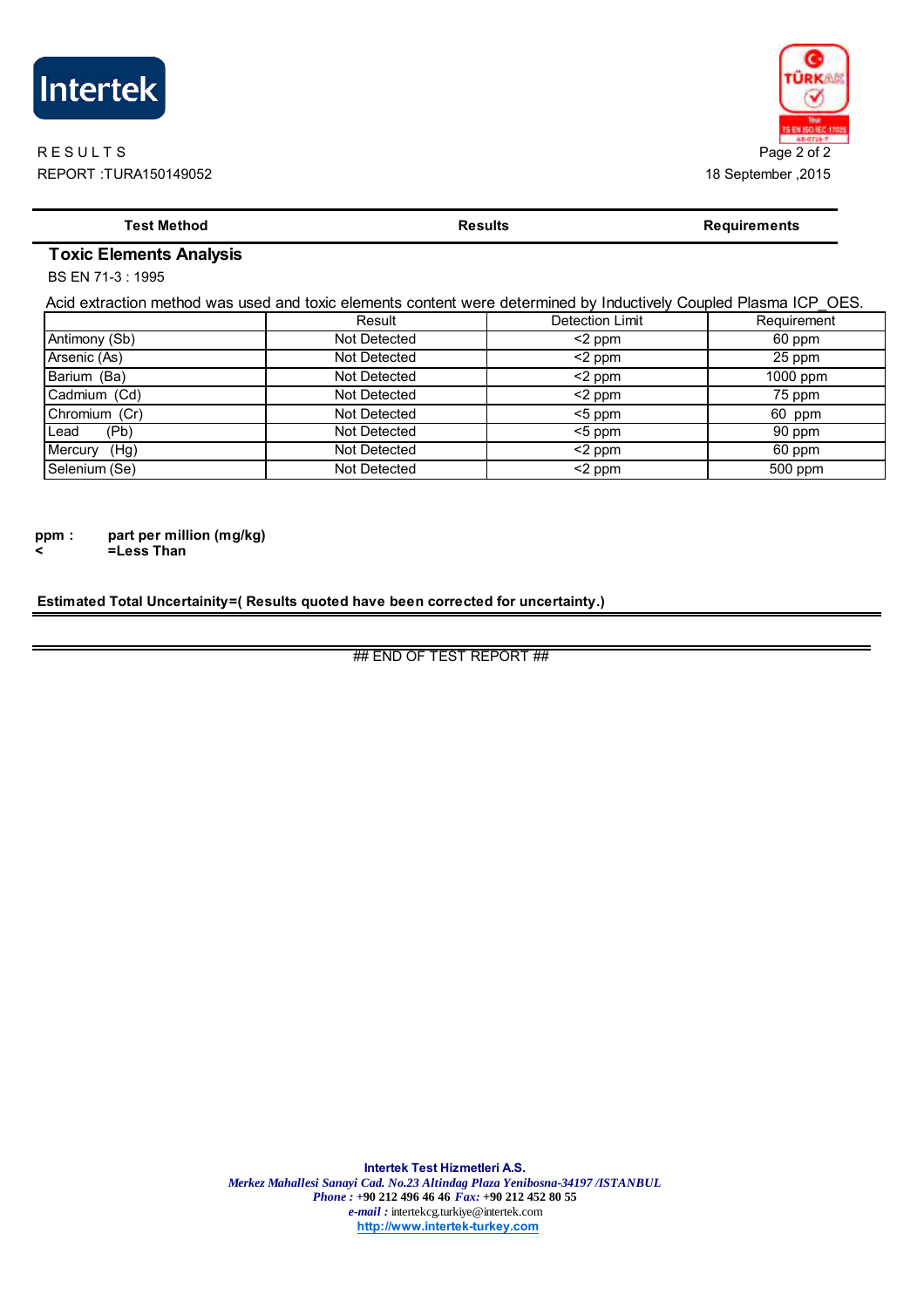RESULTS

REPORT :TURA150149052

18 September ,2015

| Test Method | Results | Requirements |
|---|---|---|

## Toxic Elements Analysis

BS EN 71-3 : 1995

Acid extraction method was used and toxic elements content were determined by Inductively Coupled Plasma ICP_OES.

| | Result | Detection Limit | Requirement |
|---|---|---|---|
| Antimony (Sb) | Not Detected | <2 ppm | 60 ppm |
| Arsenic (As) | Not Detected | <2 ppm | 25 ppm |
| Barium (Ba) | Not Detected | <2 ppm | 1000 ppm |
| Cadmium (Cd) | Not Detected | <2 ppm | 75 ppm |
| Chromium (Cr) | Not Detected | <5 ppm | 60 ppm |
| Lead (Pb) | Not Detected | <5 ppm | 90 ppm |
| Mercury (Hg) | Not Detected | <2 ppm | 60 ppm |
| Selenium (Se) | Not Detected | <2 ppm | 500 ppm |

**ppm :** **part per million (mg/kg)**
**<** **=Less Than**

**Estimated Total Uncertainity=( Results quoted have been corrected for uncertainty.)**

## END OF TEST REPORT ##

**Intertek Test Hizmetleri A.S.**
*Merkez Mahallesi Sanayi Cad. No.23 Altindag Plaza Yenibosna-34197 /ISTANBUL*
*Phone :* +90 212 496 46 46 *Fax:* +90 212 452 80 55
*e-mail :* intertekcg.turkiye@intertek.com
http://www.intertek-turkey.com